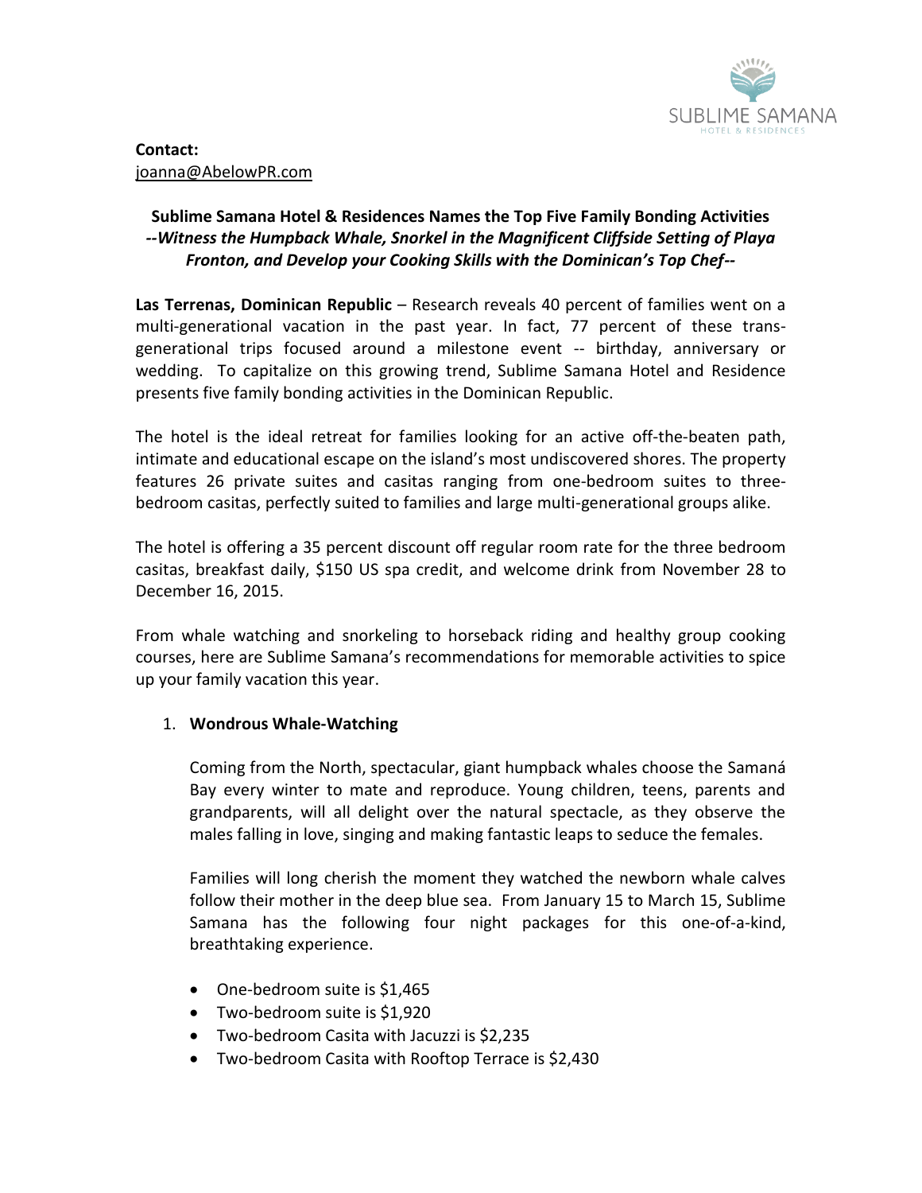SUBLIME SAMANA
HOTEL & RESIDENCES

**Contact:**
joanna@AbelowPR.com

## Sublime Samana Hotel & Residences Names the Top Five Family Bonding Activities

***--Witness the Humpback Whale, Snorkel in the Magnificent Cliffside Setting of Playa Fronton, and Develop your Cooking Skills with the Dominican's Top Chef--***

**Las Terrenas, Dominican Republic** – Research reveals 40 percent of families went on a multi-generational vacation in the past year. In fact, 77 percent of these trans-generational trips focused around a milestone event -- birthday, anniversary or wedding. To capitalize on this growing trend, Sublime Samana Hotel and Residence presents five family bonding activities in the Dominican Republic.

The hotel is the ideal retreat for families looking for an active off-the-beaten path, intimate and educational escape on the island's most undiscovered shores. The property features 26 private suites and casitas ranging from one-bedroom suites to three-bedroom casitas, perfectly suited to families and large multi-generational groups alike.

The hotel is offering a 35 percent discount off regular room rate for the three bedroom casitas, breakfast daily, $150 US spa credit, and welcome drink from November 28 to December 16, 2015.

From whale watching and snorkeling to horseback riding and healthy group cooking courses, here are Sublime Samana's recommendations for memorable activities to spice up your family vacation this year.

1. **Wondrous Whale-Watching**

   Coming from the North, spectacular, giant humpback whales choose the Samaná Bay every winter to mate and reproduce. Young children, teens, parents and grandparents, will all delight over the natural spectacle, as they observe the males falling in love, singing and making fantastic leaps to seduce the females.

   Families will long cherish the moment they watched the newborn whale calves follow their mother in the deep blue sea. From January 15 to March 15, Sublime Samana has the following four night packages for this one-of-a-kind, breathtaking experience.

- One-bedroom suite is $1,465
- Two-bedroom suite is $1,920
- Two-bedroom Casita with Jacuzzi is $2,235
- Two-bedroom Casita with Rooftop Terrace is $2,430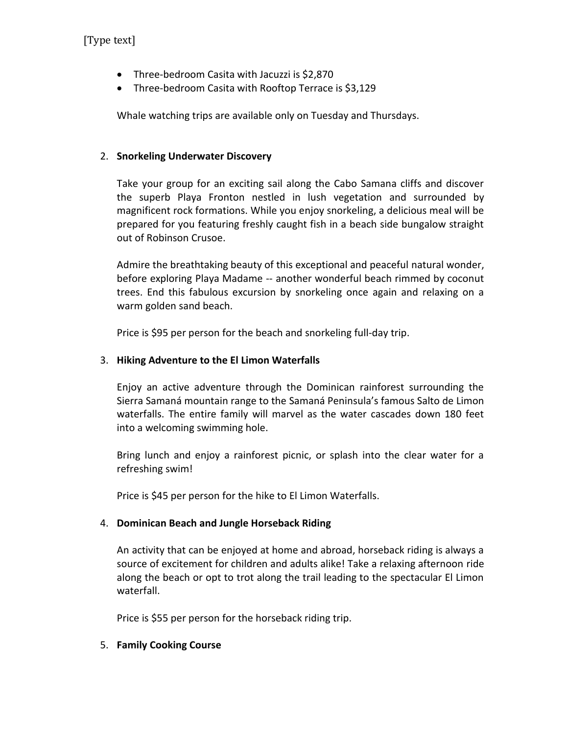- Three-bedroom Casita with Jacuzzi is $2,870
- Three-bedroom Casita with Rooftop Terrace is $3,129

Whale watching trips are available only on Tuesday and Thursdays.

2. **Snorkeling Underwater Discovery**

   Take your group for an exciting sail along the Cabo Samana cliffs and discover the superb Playa Fronton nestled in lush vegetation and surrounded by magnificent rock formations. While you enjoy snorkeling, a delicious meal will be prepared for you featuring freshly caught fish in a beach side bungalow straight out of Robinson Crusoe.

   Admire the breathtaking beauty of this exceptional and peaceful natural wonder, before exploring Playa Madame -- another wonderful beach rimmed by coconut trees. End this fabulous excursion by snorkeling once again and relaxing on a warm golden sand beach.

   Price is $95 per person for the beach and snorkeling full-day trip.

3. **Hiking Adventure to the El Limon Waterfalls**

   Enjoy an active adventure through the Dominican rainforest surrounding the Sierra Samaná mountain range to the Samaná Peninsula's famous Salto de Limon waterfalls. The entire family will marvel as the water cascades down 180 feet into a welcoming swimming hole.

   Bring lunch and enjoy a rainforest picnic, or splash into the clear water for a refreshing swim!

   Price is $45 per person for the hike to El Limon Waterfalls.

4. **Dominican Beach and Jungle Horseback Riding**

   An activity that can be enjoyed at home and abroad, horseback riding is always a source of excitement for children and adults alike! Take a relaxing afternoon ride along the beach or opt to trot along the trail leading to the spectacular El Limon waterfall.

   Price is $55 per person for the horseback riding trip.

5. **Family Cooking Course**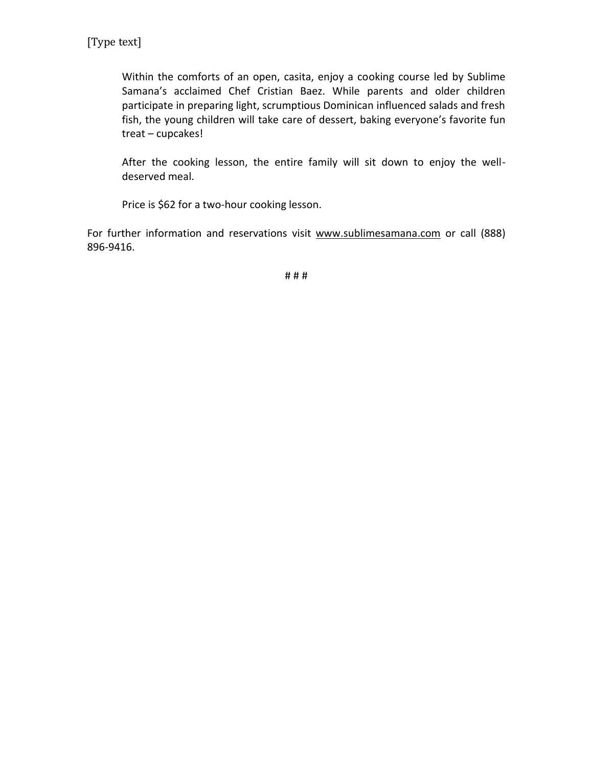Within the comforts of an open, casita, enjoy a cooking course led by Sublime Samana's acclaimed Chef Cristian Baez. While parents and older children participate in preparing light, scrumptious Dominican influenced salads and fresh fish, the young children will take care of dessert, baking everyone's favorite fun treat – cupcakes!

After the cooking lesson, the entire family will sit down to enjoy the well-deserved meal.

Price is $62 for a two-hour cooking lesson.

For further information and reservations visit www.sublimesamana.com or call (888) 896-9416.

# # #